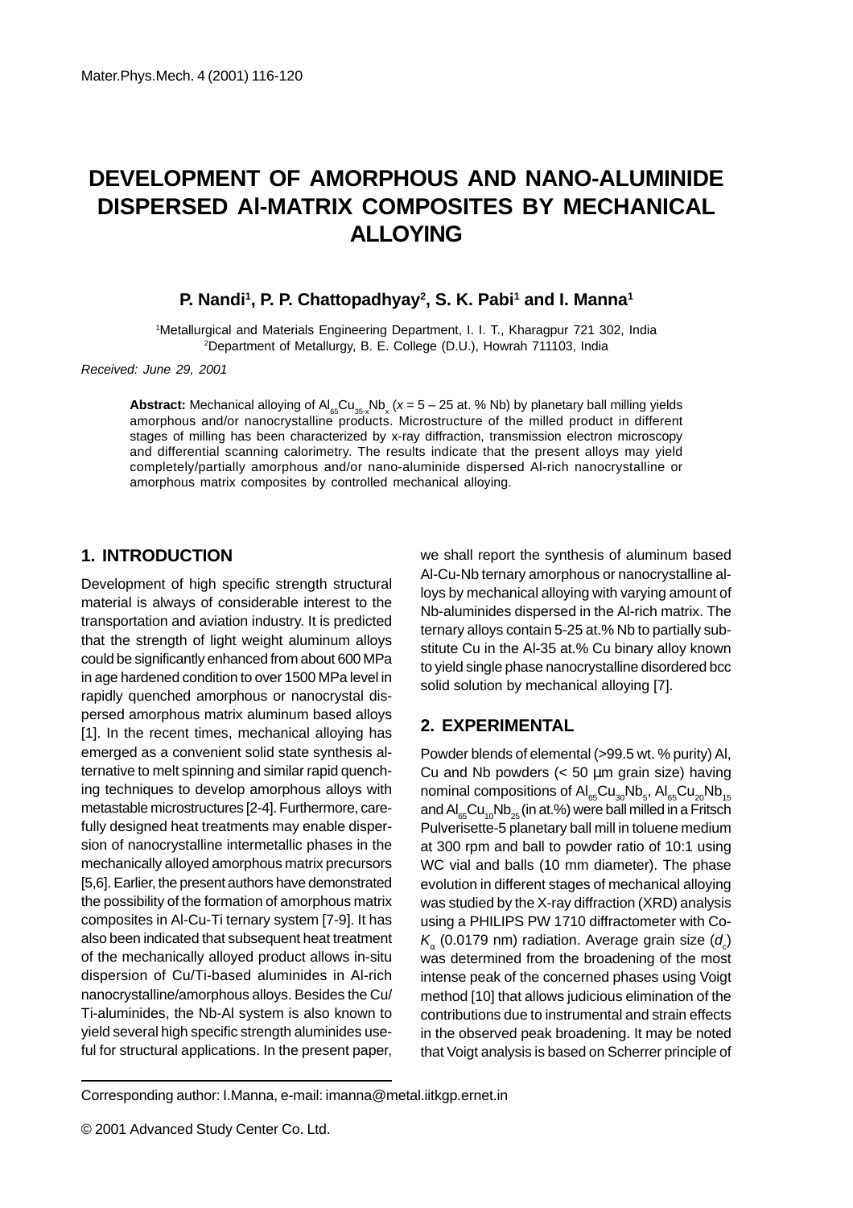# DEVELOPMENT OF AMORPHOUS AND NANO-ALUMINIDE DISPERSED Al-MATRIX COMPOSITES BY MECHANICAL ALLOYING

**P. Nandi[1], P. P. Chattopadhyay[2], S. K. Pabi[1] and I. Manna[1]**

[1]Metallurgical and Materials Engineering Department, I. I. T., Kharagpur 721 302, India
[2]Department of Metallurgy, B. E. College (D.U.), Howrah 711103, India

*Received: June 29, 2001*

**Abstract:** Mechanical alloying of $Al_{65}Cu_{35-x}Nb_x$ ($x$ = 5 – 25 at. % Nb) by planetary ball milling yields amorphous and/or nanocrystalline products. Microstructure of the milled product in different stages of milling has been characterized by x-ray diffraction, transmission electron microscopy and differential scanning calorimetry. The results indicate that the present alloys may yield completely/partially amorphous and/or nano-aluminide dispersed Al-rich nanocrystalline or amorphous matrix composites by controlled mechanical alloying.

## 1. INTRODUCTION

Development of high specific strength structural material is always of considerable interest to the transportation and aviation industry. It is predicted that the strength of light weight aluminum alloys could be significantly enhanced from about 600 MPa in age hardened condition to over 1500 MPa level in rapidly quenched amorphous or nanocrystal dispersed amorphous matrix aluminum based alloys [1]. In the recent times, mechanical alloying has emerged as a convenient solid state synthesis alternative to melt spinning and similar rapid quenching techniques to develop amorphous alloys with metastable microstructures [2-4]. Furthermore, carefully designed heat treatments may enable dispersion of nanocrystalline intermetallic phases in the mechanically alloyed amorphous matrix precursors [5,6]. Earlier, the present authors have demonstrated the possibility of the formation of amorphous matrix composites in Al-Cu-Ti ternary system [7-9]. It has also been indicated that subsequent heat treatment of the mechanically alloyed product allows in-situ dispersion of Cu/Ti-based aluminides in Al-rich nanocrystalline/amorphous alloys. Besides the Cu/Ti-aluminides, the Nb-Al system is also known to yield several high specific strength aluminides useful for structural applications. In the present paper, we shall report the synthesis of aluminum based Al-Cu-Nb ternary amorphous or nanocrystalline alloys by mechanical alloying with varying amount of Nb-aluminides dispersed in the Al-rich matrix. The ternary alloys contain 5-25 at.% Nb to partially substitute Cu in the Al-35 at.% Cu binary alloy known to yield single phase nanocrystalline disordered bcc solid solution by mechanical alloying [7].

## 2. EXPERIMENTAL

Powder blends of elemental (>99.5 wt. % purity) Al, Cu and Nb powders (< 50 μm grain size) having nominal compositions of $Al_{65}Cu_{30}Nb_5$, $Al_{65}Cu_{20}Nb_{15}$ and $Al_{65}Cu_{10}Nb_{25}$ (in at.%) were ball milled in a Fritsch Pulverisette-5 planetary ball mill in toluene medium at 300 rpm and ball to powder ratio of 10:1 using WC vial and balls (10 mm diameter). The phase evolution in different stages of mechanical alloying was studied by the X-ray diffraction (XRD) analysis using a PHILIPS PW 1710 diffractometer with Co-$K_\alpha$ (0.0179 nm) radiation. Average grain size ($d_c$) was determined from the broadening of the most intense peak of the concerned phases using Voigt method [10] that allows judicious elimination of the contributions due to instrumental and strain effects in the observed peak broadening. It may be noted that Voigt analysis is based on Scherrer principle of

Corresponding author: I.Manna, e-mail: imanna@metal.iitkgp.ernet.in

© 2001 Advanced Study Center Co. Ltd.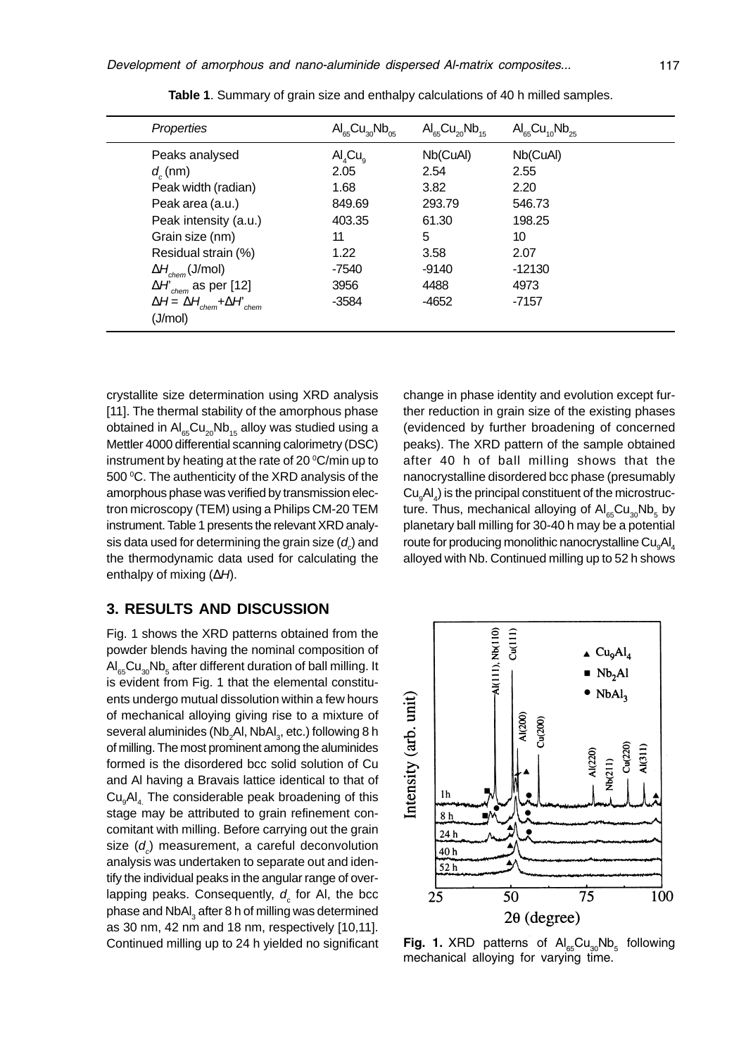**Table 1**. Summary of grain size and enthalpy calculations of 40 h milled samples.

| *Properties* | $Al_{65}Cu_{30}Nb_{05}$ | $Al_{65}Cu_{20}Nb_{15}$ | $Al_{65}Cu_{10}Nb_{25}$ |
|---|---|---|---|
| Peaks analysed | $Al_4Cu_9$ | Nb(CuAl) | Nb(CuAl) |
| $d_c$ (nm) | 2.05 | 2.54 | 2.55 |
| Peak width (radian) | 1.68 | 3.82 | 2.20 |
| Peak area (a.u.) | 849.69 | 293.79 | 546.73 |
| Peak intensity (a.u.) | 403.35 | 61.30 | 198.25 |
| Grain size (nm) | 11 | 5 | 10 |
| Residual strain (%) | 1.22 | 3.58 | 2.07 |
| $\Delta H_{chem}$ (J/mol) | -7540 | -9140 | -12130 |
| $\Delta H'_{chem}$ as per [12] | 3956 | 4488 | 4973 |
| $\Delta H = \Delta H_{chem} + \Delta H'_{chem}$ (J/mol) | -3584 | -4652 | -7157 |

crystallite size determination using XRD analysis [11]. The thermal stability of the amorphous phase obtained in $Al_{65}Cu_{20}Nb_{15}$ alloy was studied using a Mettler 4000 differential scanning calorimetry (DSC) instrument by heating at the rate of 20 $^0$C/min up to 500 $^0$C. The authenticity of the XRD analysis of the amorphous phase was verified by transmission electron microscopy (TEM) using a Philips CM-20 TEM instrument. Table 1 presents the relevant XRD analysis data used for determining the grain size ($d_c$) and the thermodynamic data used for calculating the enthalpy of mixing ($\Delta H$).

## 3. RESULTS AND DISCUSSION

Fig. 1 shows the XRD patterns obtained from the powder blends having the nominal composition of $Al_{65}Cu_{30}Nb_5$ after different duration of ball milling. It is evident from Fig. 1 that the elemental constituents undergo mutual dissolution within a few hours of mechanical alloying giving rise to a mixture of several aluminides ($Nb_2Al$, $NbAl_3$, etc.) following 8 h of milling. The most prominent among the aluminides formed is the disordered bcc solid solution of Cu and Al having a Bravais lattice identical to that of $Cu_9Al_4$. The considerable peak broadening of this stage may be attributed to grain refinement concomitant with milling. Before carrying out the grain size ($d_c$) measurement, a careful deconvolution analysis was undertaken to separate out and identify the individual peaks in the angular range of overlapping peaks. Consequently, $d_c$ for Al, the bcc phase and $NbAl_3$ after 8 h of milling was determined as 30 nm, 42 nm and 18 nm, respectively [10,11]. Continued milling up to 24 h yielded no significant change in phase identity and evolution except further reduction in grain size of the existing phases (evidenced by further broadening of concerned peaks). The XRD pattern of the sample obtained after 40 h of ball milling shows that the nanocrystalline disordered bcc phase (presumably $Cu_9Al_4$) is the principal constituent of the microstructure. Thus, mechanical alloying of $Al_{65}Cu_{30}Nb_5$ by planetary ball milling for 30-40 h may be a potential route for producing monolithic nanocrystalline $Cu_9Al_4$ alloyed with Nb. Continued milling up to 52 h shows

**Fig. 1.** XRD patterns of $Al_{65}Cu_{30}Nb_5$ following mechanical alloying for varying time.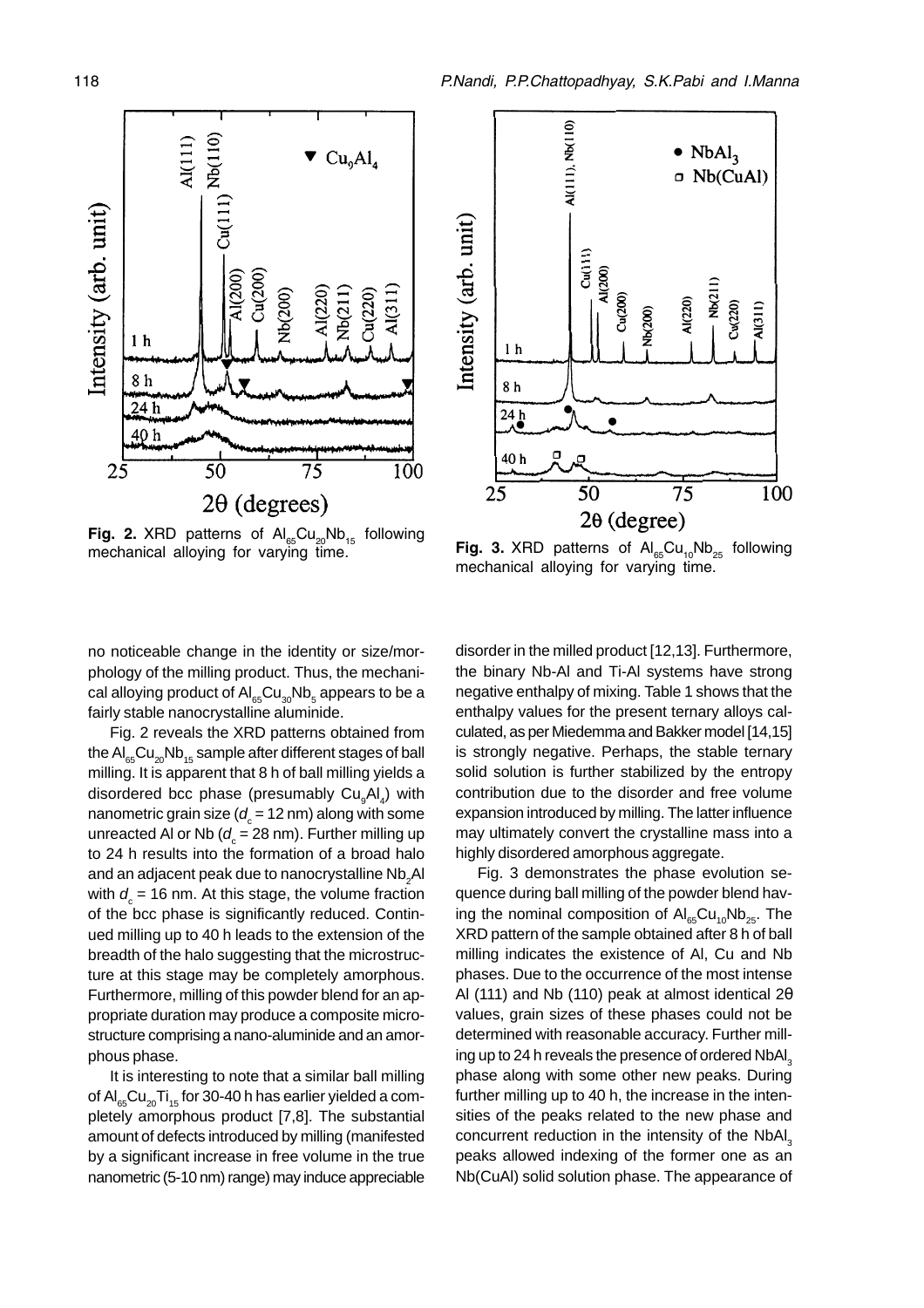Fig. 2. XRD patterns of $Al_{65}Cu_{20}Nb_{15}$ following mechanical alloying for varying time.

Fig. 3. XRD patterns of $Al_{65}Cu_{10}Nb_{25}$ following mechanical alloying for varying time.

no noticeable change in the identity or size/morphology of the milling product. Thus, the mechanical alloying product of $Al_{65}Cu_{30}Nb_5$ appears to be a fairly stable nanocrystalline aluminide.

Fig. 2 reveals the XRD patterns obtained from the $Al_{65}Cu_{20}Nb_{15}$ sample after different stages of ball milling. It is apparent that 8 h of ball milling yields a disordered bcc phase (presumably $Cu_9Al_4$) with nanometric grain size ($d_c$ = 12 nm) along with some unreacted Al or Nb ($d_c$ = 28 nm). Further milling up to 24 h results into the formation of a broad halo and an adjacent peak due to nanocrystalline $Nb_2Al$ with $d_c$ = 16 nm. At this stage, the volume fraction of the bcc phase is significantly reduced. Continued milling up to 40 h leads to the extension of the breadth of the halo suggesting that the microstructure at this stage may be completely amorphous. Furthermore, milling of this powder blend for an appropriate duration may produce a composite microstructure comprising a nano-aluminide and an amorphous phase.

It is interesting to note that a similar ball milling of $Al_{65}Cu_{20}Ti_{15}$ for 30-40 h has earlier yielded a completely amorphous product [7,8]. The substantial amount of defects introduced by milling (manifested by a significant increase in free volume in the true nanometric (5-10 nm) range) may induce appreciable disorder in the milled product [12,13]. Furthermore, the binary Nb-Al and Ti-Al systems have strong negative enthalpy of mixing. Table 1 shows that the enthalpy values for the present ternary alloys calculated, as per Miedemma and Bakker model [14,15] is strongly negative. Perhaps, the stable ternary solid solution is further stabilized by the entropy contribution due to the disorder and free volume expansion introduced by milling. The latter influence may ultimately convert the crystalline mass into a highly disordered amorphous aggregate.

Fig. 3 demonstrates the phase evolution sequence during ball milling of the powder blend having the nominal composition of $Al_{65}Cu_{10}Nb_{25}$. The XRD pattern of the sample obtained after 8 h of ball milling indicates the existence of Al, Cu and Nb phases. Due to the occurrence of the most intense Al (111) and Nb (110) peak at almost identical 2θ values, grain sizes of these phases could not be determined with reasonable accuracy. Further milling up to 24 h reveals the presence of ordered $NbAl_3$ phase along with some other new peaks. During further milling up to 40 h, the increase in the intensities of the peaks related to the new phase and concurrent reduction in the intensity of the $NbAl_3$ peaks allowed indexing of the former one as an Nb(CuAl) solid solution phase. The appearance of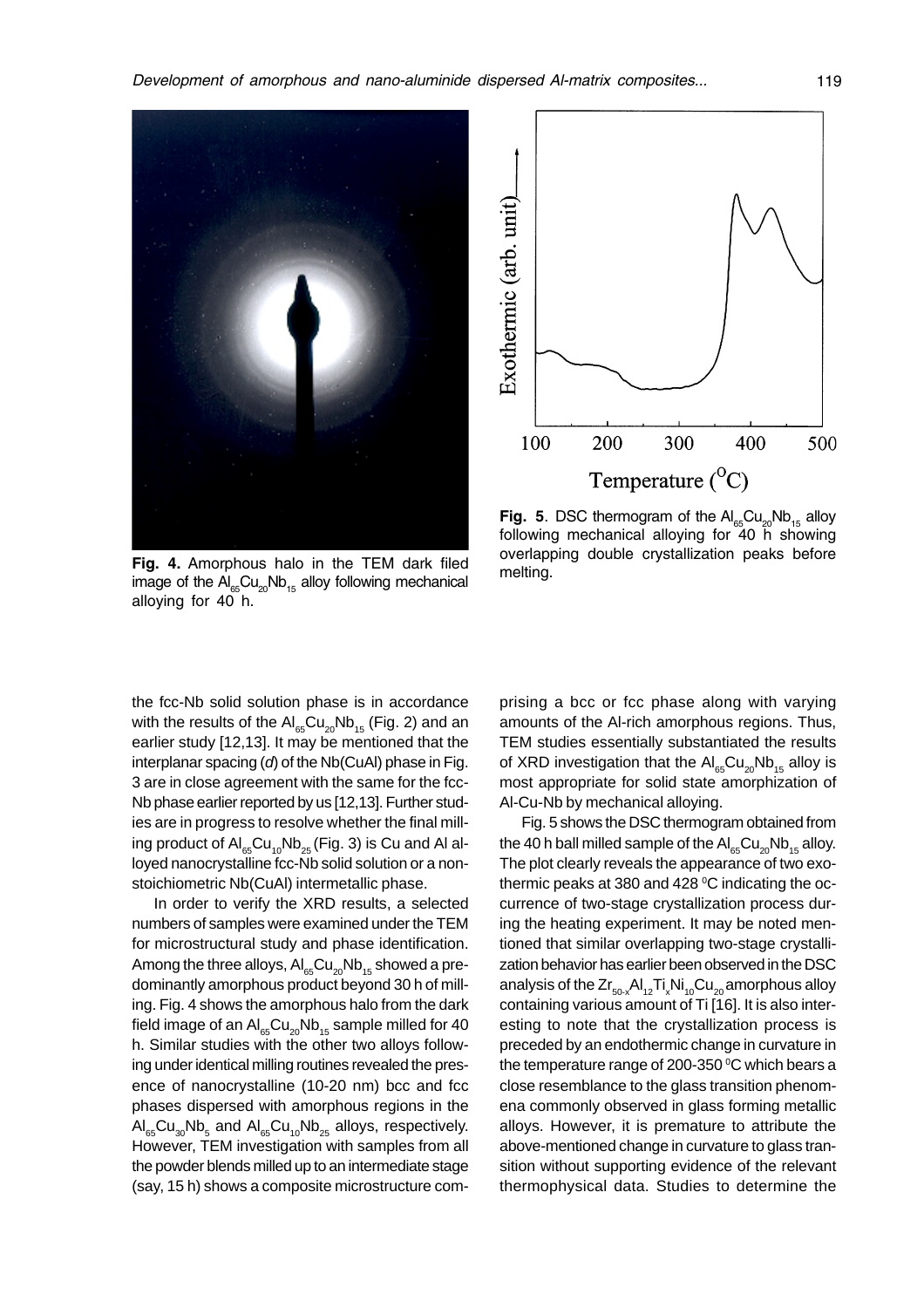Fig. 4. Amorphous halo in the TEM dark filed image of the $Al_{65}Cu_{20}Nb_{15}$ alloy following mechanical alloying for 40 h.

Fig. 5. DSC thermogram of the $Al_{65}Cu_{20}Nb_{15}$ alloy following mechanical alloying for 40 h showing overlapping double crystallization peaks before melting.

the fcc-Nb solid solution phase is in accordance with the results of the $Al_{65}Cu_{20}Nb_{15}$ (Fig. 2) and an earlier study [12,13]. It may be mentioned that the interplanar spacing (*d*) of the Nb(CuAl) phase in Fig. 3 are in close agreement with the same for the fcc-Nb phase earlier reported by us [12,13]. Further studies are in progress to resolve whether the final milling product of $Al_{65}Cu_{10}Nb_{25}$ (Fig. 3) is Cu and Al alloyed nanocrystalline fcc-Nb solid solution or a non-stoichiometric Nb(CuAl) intermetallic phase.

In order to verify the XRD results, a selected numbers of samples were examined under the TEM for microstructural study and phase identification. Among the three alloys, $Al_{65}Cu_{20}Nb_{15}$ showed a predominantly amorphous product beyond 30 h of milling. Fig. 4 shows the amorphous halo from the dark field image of an $Al_{65}Cu_{20}Nb_{15}$ sample milled for 40 h. Similar studies with the other two alloys following under identical milling routines revealed the presence of nanocrystalline (10-20 nm) bcc and fcc phases dispersed with amorphous regions in the $Al_{65}Cu_{30}Nb_{5}$ and $Al_{65}Cu_{10}Nb_{25}$ alloys, respectively. However, TEM investigation with samples from all the powder blends milled up to an intermediate stage (say, 15 h) shows a composite microstructure comprising a bcc or fcc phase along with varying amounts of the Al-rich amorphous regions. Thus, TEM studies essentially substantiated the results of XRD investigation that the $Al_{65}Cu_{20}Nb_{15}$ alloy is most appropriate for solid state amorphization of Al-Cu-Nb by mechanical alloying.

Fig. 5 shows the DSC thermogram obtained from the 40 h ball milled sample of the $Al_{65}Cu_{20}Nb_{15}$ alloy. The plot clearly reveals the appearance of two exothermic peaks at 380 and 428 $^{0}$C indicating the occurrence of two-stage crystallization process during the heating experiment. It may be noted mentioned that similar overlapping two-stage crystallization behavior has earlier been observed in the DSC analysis of the $Zr_{50-x}Al_{12}Ti_{x}Ni_{10}Cu_{20}$ amorphous alloy containing various amount of Ti [16]. It is also interesting to note that the crystallization process is preceded by an endothermic change in curvature in the temperature range of 200-350 $^{0}$C which bears a close resemblance to the glass transition phenomena commonly observed in glass forming metallic alloys. However, it is premature to attribute the above-mentioned change in curvature to glass transition without supporting evidence of the relevant thermophysical data. Studies to determine the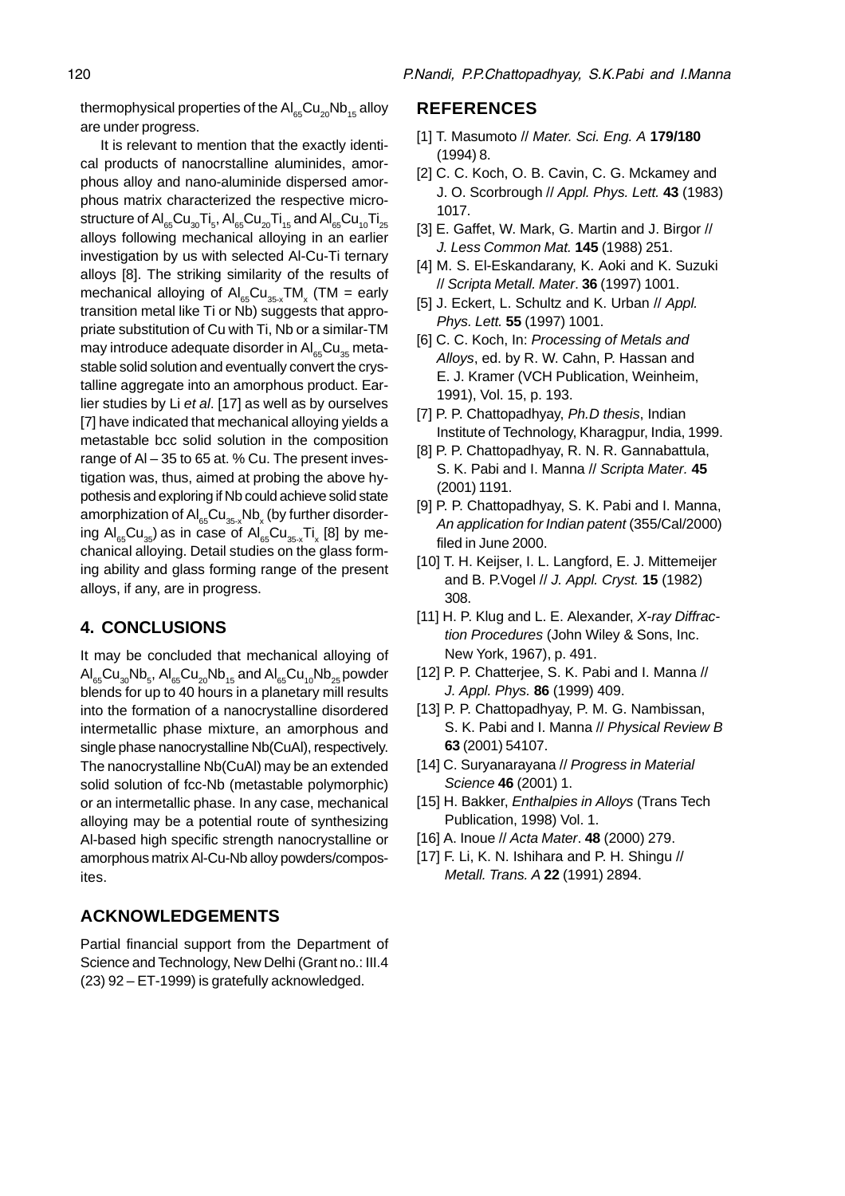thermophysical properties of the $Al_{65}Cu_{20}Nb_{15}$ alloy are under progress.

It is relevant to mention that the exactly identical products of nanocrstalline aluminides, amorphous alloy and nano-aluminide dispersed amorphous matrix characterized the respective microstructure of $Al_{65}Cu_{30}Ti_5$, $Al_{65}Cu_{20}Ti_{15}$ and $Al_{65}Cu_{10}Ti_{25}$ alloys following mechanical alloying in an earlier investigation by us with selected Al-Cu-Ti ternary alloys [8]. The striking similarity of the results of mechanical alloying of $Al_{65}Cu_{35-x}TM_x$ (TM = early transition metal like Ti or Nb) suggests that appropriate substitution of Cu with Ti, Nb or a similar-TM may introduce adequate disorder in $Al_{65}Cu_{35}$ metastable solid solution and eventually convert the crystalline aggregate into an amorphous product. Earlier studies by Li *et al*. [17] as well as by ourselves [7] have indicated that mechanical alloying yields a metastable bcc solid solution in the composition range of Al – 35 to 65 at. % Cu. The present investigation was, thus, aimed at probing the above hypothesis and exploring if Nb could achieve solid state amorphization of $Al_{65}Cu_{35-x}Nb_x$ (by further disordering $Al_{65}Cu_{35}$) as in case of $Al_{65}Cu_{35-x}Ti_x$ [8] by mechanical alloying. Detail studies on the glass forming ability and glass forming range of the present alloys, if any, are in progress.

## 4. CONCLUSIONS

It may be concluded that mechanical alloying of $Al_{65}Cu_{30}Nb_5$, $Al_{65}Cu_{20}Nb_{15}$ and $Al_{65}Cu_{10}Nb_{25}$ powder blends for up to 40 hours in a planetary mill results into the formation of a nanocrystalline disordered intermetallic phase mixture, an amorphous and single phase nanocrystalline Nb(CuAl), respectively. The nanocrystalline Nb(CuAl) may be an extended solid solution of fcc-Nb (metastable polymorphic) or an intermetallic phase. In any case, mechanical alloying may be a potential route of synthesizing Al-based high specific strength nanocrystalline or amorphous matrix Al-Cu-Nb alloy powders/composites.

## ACKNOWLEDGEMENTS

Partial financial support from the Department of Science and Technology, New Delhi (Grant no.: III.4 (23) 92 – ET-1999) is gratefully acknowledged.

## REFERENCES

[1] T. Masumoto // *Mater. Sci. Eng. A* **179/180** (1994) 8.

[2] C. C. Koch, O. B. Cavin, C. G. Mckamey and J. O. Scorbrough // *Appl. Phys. Lett.* **43** (1983) 1017.

[3] E. Gaffet, W. Mark, G. Martin and J. Birgor // *J. Less Common Mat.* **145** (1988) 251.

[4] M. S. El-Eskandarany, K. Aoki and K. Suzuki // *Scripta Metall. Mater*. **36** (1997) 1001.

[5] J. Eckert, L. Schultz and K. Urban // *Appl. Phys. Lett.* **55** (1997) 1001.

[6] C. C. Koch, In: *Processing of Metals and Alloys*, ed. by R. W. Cahn, P. Hassan and E. J. Kramer (VCH Publication, Weinheim, 1991), Vol. 15, p. 193.

[7] P. P. Chattopadhyay, *Ph.D thesis*, Indian Institute of Technology, Kharagpur, India, 1999.

[8] P. P. Chattopadhyay, R. N. R. Gannabattula, S. K. Pabi and I. Manna // *Scripta Mater.* **45** (2001) 1191.

[9] P. P. Chattopadhyay, S. K. Pabi and I. Manna, *An application for Indian patent* (355/Cal/2000) filed in June 2000.

[10] T. H. Keijser, I. L. Langford, E. J. Mittemeijer and B. P.Vogel // *J. Appl. Cryst.* **15** (1982) 308.

[11] H. P. Klug and L. E. Alexander, *X-ray Diffraction Procedures* (John Wiley & Sons, Inc. New York, 1967), p. 491.

[12] P. P. Chatterjee, S. K. Pabi and I. Manna // *J. Appl. Phys.* **86** (1999) 409.

[13] P. P. Chattopadhyay, P. M. G. Nambissan, S. K. Pabi and I. Manna // *Physical Review B* **63** (2001) 54107.

[14] C. Suryanarayana // *Progress in Material Science* **46** (2001) 1.

[15] H. Bakker, *Enthalpies in Alloys* (Trans Tech Publication, 1998) Vol. 1.

[16] A. Inoue // *Acta Mater*. **48** (2000) 279.

[17] F. Li, K. N. Ishihara and P. H. Shingu // *Metall. Trans. A* **22** (1991) 2894.